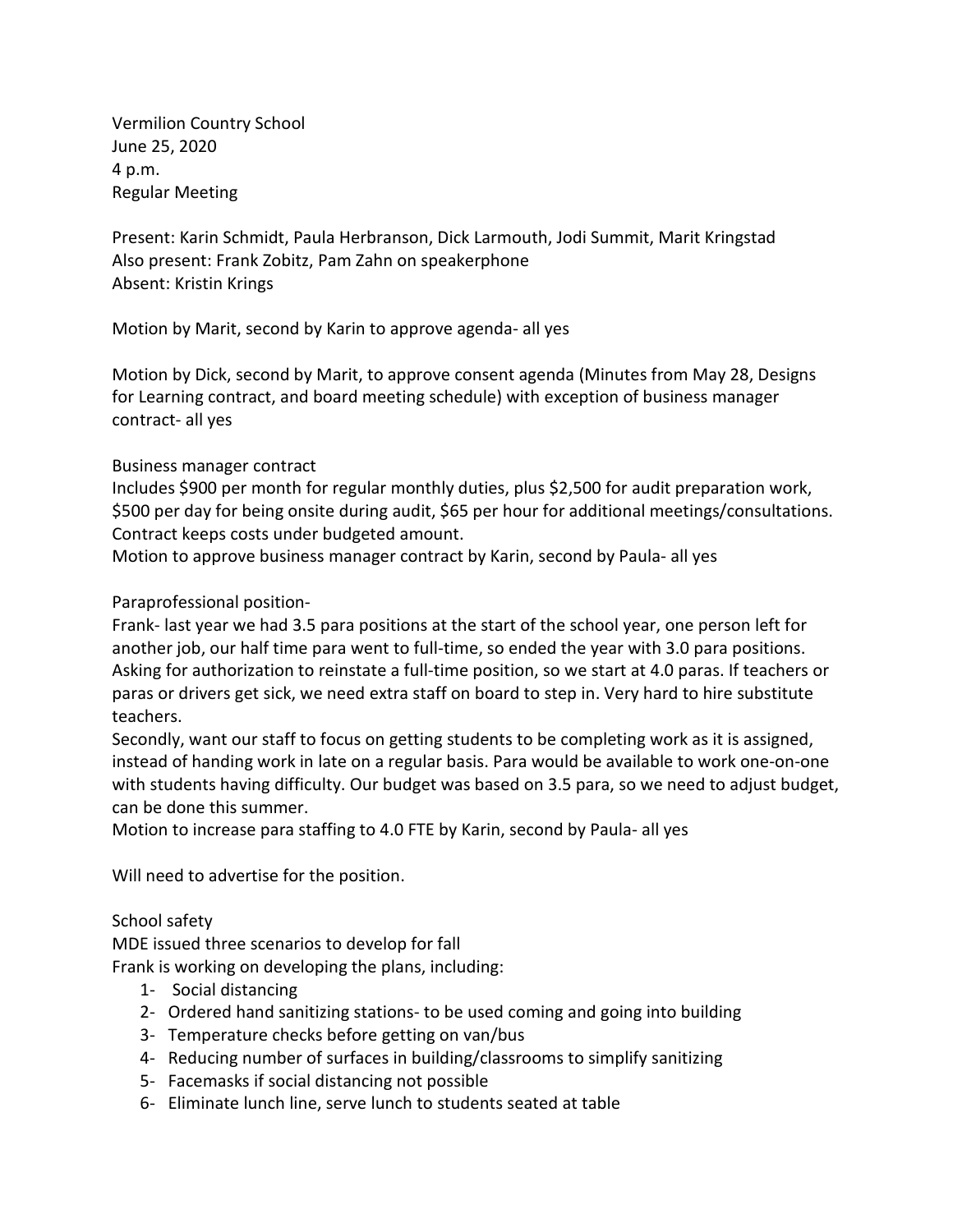Vermilion Country School
June 25, 2020
4 p.m.
Regular Meeting

Present: Karin Schmidt, Paula Herbranson, Dick Larmouth, Jodi Summit, Marit Kringstad
Also present: Frank Zobitz, Pam Zahn on speakerphone
Absent: Kristin Krings

Motion by Marit, second by Karin to approve agenda- all yes

Motion by Dick, second by Marit, to approve consent agenda (Minutes from May 28, Designs for Learning contract, and board meeting schedule) with exception of business manager contract- all yes

Business manager contract
Includes $900 per month for regular monthly duties, plus $2,500 for audit preparation work, $500 per day for being onsite during audit, $65 per hour for additional meetings/consultations. Contract keeps costs under budgeted amount.
Motion to approve business manager contract by Karin, second by Paula- all yes

Paraprofessional position-
Frank- last year we had 3.5 para positions at the start of the school year, one person left for another job, our half time para went to full-time, so ended the year with 3.0 para positions. Asking for authorization to reinstate a full-time position, so we start at 4.0 paras. If teachers or paras or drivers get sick, we need extra staff on board to step in. Very hard to hire substitute teachers.
Secondly, want our staff to focus on getting students to be completing work as it is assigned, instead of handing work in late on a regular basis. Para would be available to work one-on-one with students having difficulty. Our budget was based on 3.5 para, so we need to adjust budget, can be done this summer.
Motion to increase para staffing to 4.0 FTE by Karin, second by Paula- all yes

Will need to advertise for the position.

School safety
MDE issued three scenarios to develop for fall
Frank is working on developing the plans, including:

1- Social distancing
2- Ordered hand sanitizing stations- to be used coming and going into building
3- Temperature checks before getting on van/bus
4- Reducing number of surfaces in building/classrooms to simplify sanitizing
5- Facemasks if social distancing not possible
6- Eliminate lunch line, serve lunch to students seated at table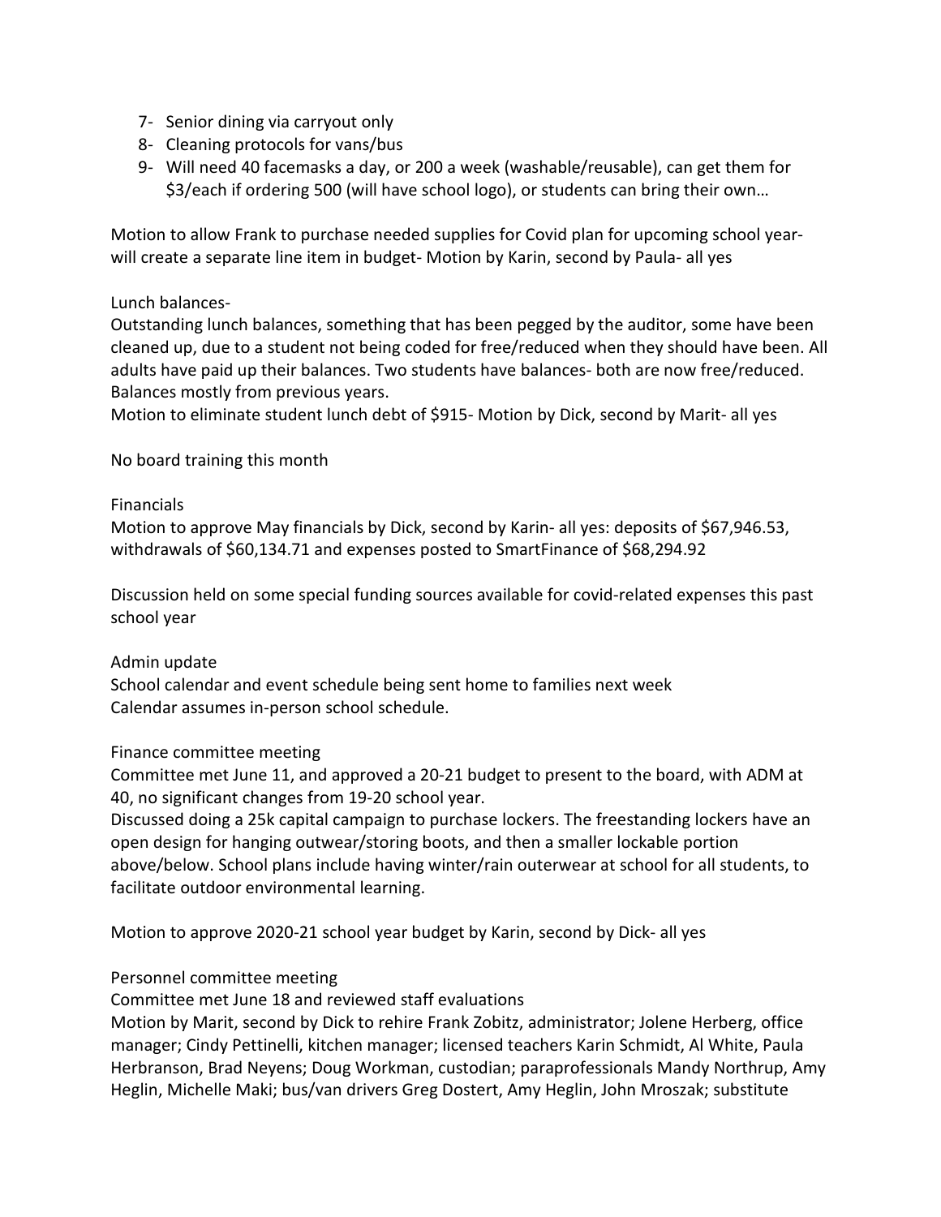7- Senior dining via carryout only
8- Cleaning protocols for vans/bus
9- Will need 40 facemasks a day, or 200 a week (washable/reusable), can get them for $3/each if ordering 500 (will have school logo), or students can bring their own…

Motion to allow Frank to purchase needed supplies for Covid plan for upcoming school year- will create a separate line item in budget- Motion by Karin, second by Paula- all yes

Lunch balances-

Outstanding lunch balances, something that has been pegged by the auditor, some have been cleaned up, due to a student not being coded for free/reduced when they should have been. All adults have paid up their balances. Two students have balances- both are now free/reduced. Balances mostly from previous years.

Motion to eliminate student lunch debt of $915- Motion by Dick, second by Marit- all yes

No board training this month

Financials

Motion to approve May financials by Dick, second by Karin- all yes: deposits of $67,946.53, withdrawals of $60,134.71 and expenses posted to SmartFinance of $68,294.92

Discussion held on some special funding sources available for covid-related expenses this past school year

Admin update

School calendar and event schedule being sent home to families next week

Calendar assumes in-person school schedule.

Finance committee meeting

Committee met June 11, and approved a 20-21 budget to present to the board, with ADM at 40, no significant changes from 19-20 school year.

Discussed doing a 25k capital campaign to purchase lockers. The freestanding lockers have an open design for hanging outwear/storing boots, and then a smaller lockable portion above/below. School plans include having winter/rain outerwear at school for all students, to facilitate outdoor environmental learning.

Motion to approve 2020-21 school year budget by Karin, second by Dick- all yes

Personnel committee meeting

Committee met June 18 and reviewed staff evaluations

Motion by Marit, second by Dick to rehire Frank Zobitz, administrator; Jolene Herberg, office manager; Cindy Pettinelli, kitchen manager; licensed teachers Karin Schmidt, Al White, Paula Herbranson, Brad Neyens; Doug Workman, custodian; paraprofessionals Mandy Northrup, Amy Heglin, Michelle Maki; bus/van drivers Greg Dostert, Amy Heglin, John Mroszak; substitute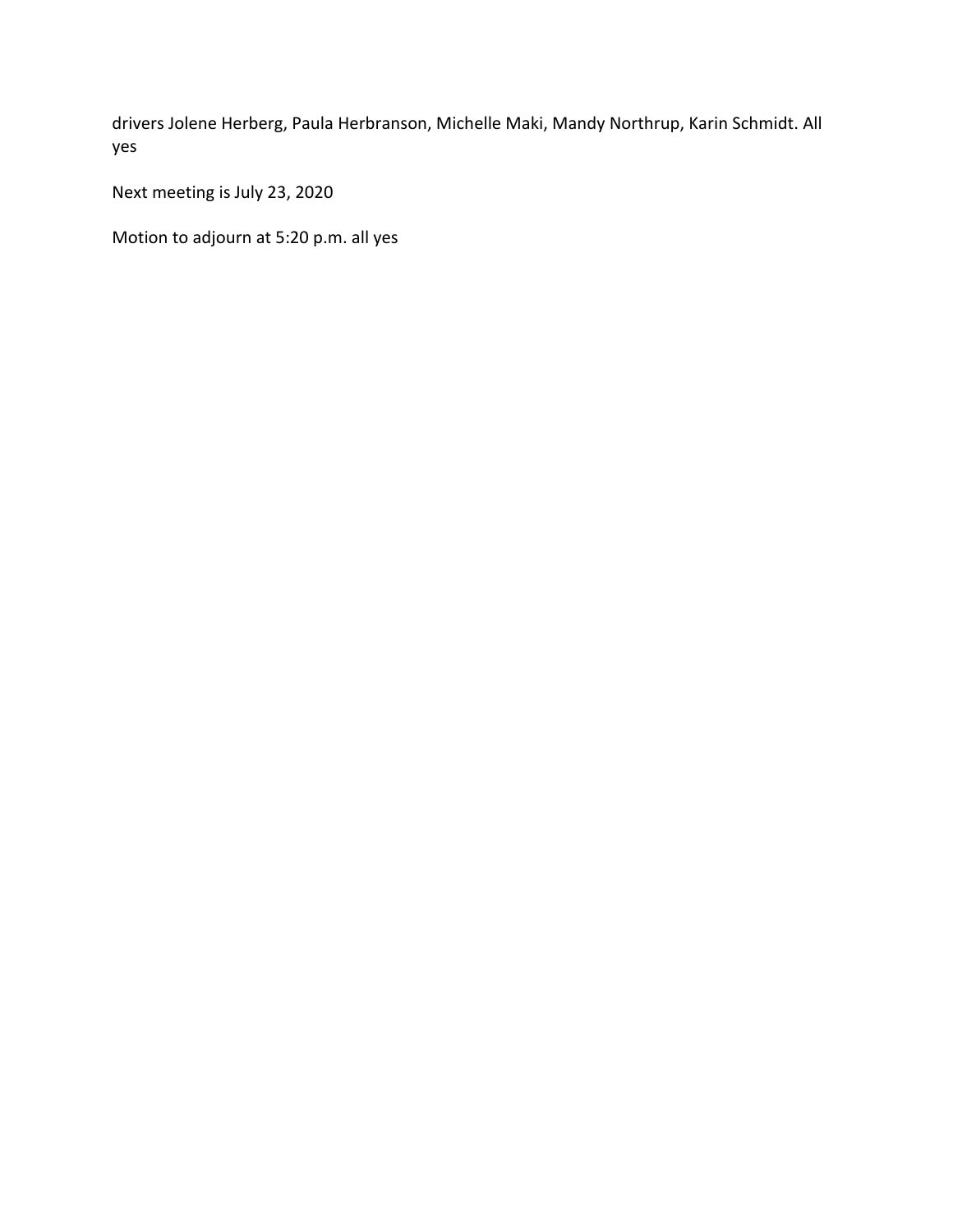drivers Jolene Herberg, Paula Herbranson, Michelle Maki, Mandy Northrup, Karin Schmidt. All yes

Next meeting is July 23, 2020

Motion to adjourn at 5:20 p.m. all yes